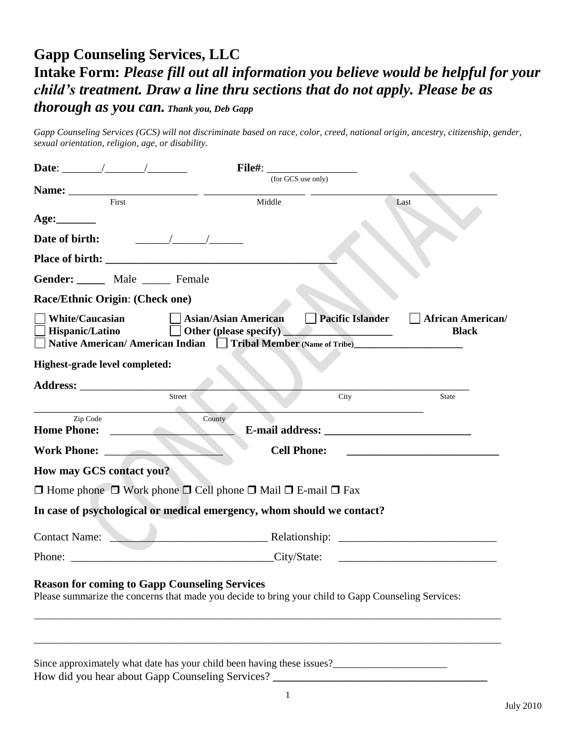# Gapp Counseling Services, LLC

## Intake Form: *Please fill out all information you believe would be helpful for your child's treatment. Draw a line thru sections that do not apply. Please be as thorough as you can. Thank you, Deb Gapp*

*Gapp Counseling Services (GCS) will not discriminate based on race, color, creed, national origin, ancestry, citizenship, gender, sexual orientation, religion, age, or disability.*

**Date**: _______/_______/_______ **File#**: ________________ (for GCS use only)

**Name:** _______________________ _________________ __________________________________
First Middle Last

**Age:**_______

**Date of birth:** ______/______/______

**Place of birth:** ________________________________________

**Gender:** _____ Male _____ Female

**Race/Ethnic Origin**: **(Check one)**

☐ **White/Caucasian** ☐ **Asian/Asian American** ☐ **Pacific Islander** ☐ **African American/ Black**
☐ **Hispanic/Latino** ☐ **Other (please specify)** ____________________
☐ **Native American/ American Indian** ☐ **Tribal Member** (Name of Tribe)_____________________

**Highest-grade level completed:**

**Address:** ______________________________________________________________________
Street City State

_____________________________________________________________________________
Zip Code County

**Home Phone:** ______________________ **E-mail address:** __________________________

**Work Phone:** _____________________ **Cell Phone:** ___________________________

**How may GCS contact you?**

❐ Home phone ❐ Work phone ❐ Cell phone ❐ Mail ❐ E-mail ❐ Fax

**In case of psychological or medical emergency, whom should we contact?**

Contact Name: ____________________________ Relationship: ____________________________

Phone: ____________________________________City/State: ____________________________

**Reason for coming to Gapp Counseling Services**
Please summarize the concerns that made you decide to bring your child to Gapp Counseling Services:

_____________________________________________________________________________________

_____________________________________________________________________________________

Since approximately what date has your child been having these issues?______________________
How did you hear about Gapp Counseling Services? ______________________________________

July 2010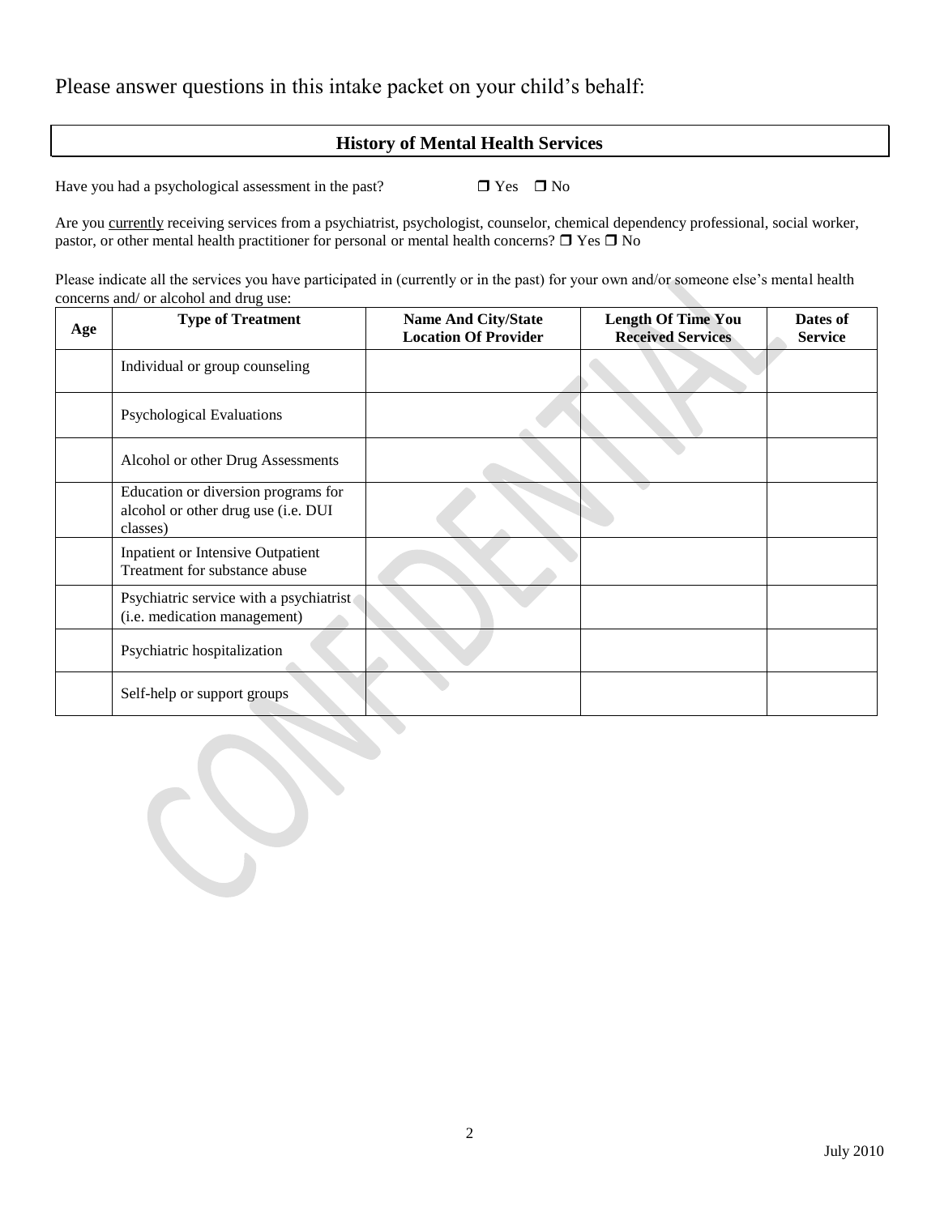Please answer questions in this intake packet on your child's behalf:

## History of Mental Health Services

Have you had a psychological assessment in the past? ❒ Yes ❒ No

Are you currently receiving services from a psychiatrist, psychologist, counselor, chemical dependency professional, social worker, pastor, or other mental health practitioner for personal or mental health concerns? ❒ Yes ❒ No

Please indicate all the services you have participated in (currently or in the past) for your own and/or someone else's mental health concerns and/ or alcohol and drug use:

| Age | Type of Treatment | Name And City/State Location Of Provider | Length Of Time You Received Services | Dates of Service |
|---|---|---|---|---|
| | Individual or group counseling | | | |
| | Psychological Evaluations | | | |
| | Alcohol or other Drug Assessments | | | |
| | Education or diversion programs for alcohol or other drug use (i.e. DUI classes) | | | |
| | Inpatient or Intensive Outpatient Treatment for substance abuse | | | |
| | Psychiatric service with a psychiatrist (i.e. medication management) | | | |
| | Psychiatric hospitalization | | | |
| | Self-help or support groups | | | |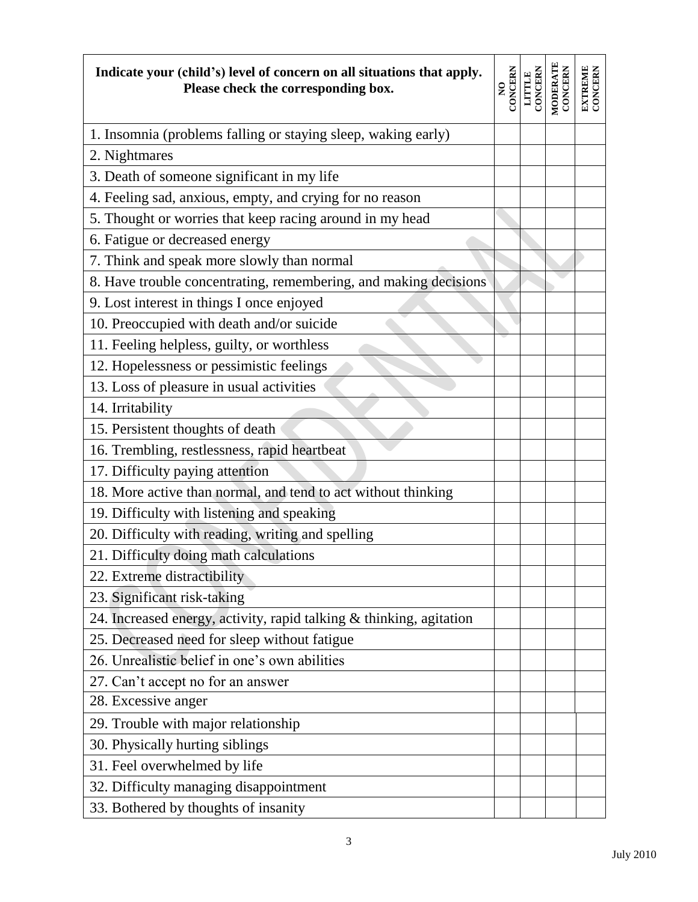| **Indicate your (child's) level of concern on all situations that apply. Please check the corresponding box.** | **NO CONCERN** | **LITTLE CONCERN** | **MODERATE CONCERN** | **EXTREME CONCERN** |
|---|---|---|---|---|
| 1. Insomnia (problems falling or staying sleep, waking early) | | | | |
| 2. Nightmares | | | | |
| 3. Death of someone significant in my life | | | | |
| 4. Feeling sad, anxious, empty, and crying for no reason | | | | |
| 5. Thought or worries that keep racing around in my head | | | | |
| 6. Fatigue or decreased energy | | | | |
| 7. Think and speak more slowly than normal | | | | |
| 8. Have trouble concentrating, remembering, and making decisions | | | | |
| 9. Lost interest in things I once enjoyed | | | | |
| 10. Preoccupied with death and/or suicide | | | | |
| 11. Feeling helpless, guilty, or worthless | | | | |
| 12. Hopelessness or pessimistic feelings | | | | |
| 13. Loss of pleasure in usual activities | | | | |
| 14. Irritability | | | | |
| 15. Persistent thoughts of death | | | | |
| 16. Trembling, restlessness, rapid heartbeat | | | | |
| 17. Difficulty paying attention | | | | |
| 18. More active than normal, and tend to act without thinking | | | | |
| 19. Difficulty with listening and speaking | | | | |
| 20. Difficulty with reading, writing and spelling | | | | |
| 21. Difficulty doing math calculations | | | | |
| 22. Extreme distractibility | | | | |
| 23. Significant risk-taking | | | | |
| 24. Increased energy, activity, rapid talking & thinking, agitation | | | | |
| 25. Decreased need for sleep without fatigue | | | | |
| 26. Unrealistic belief in one's own abilities | | | | |
| 27. Can't accept no for an answer | | | | |
| 28. Excessive anger | | | | |
| 29. Trouble with major relationship | | | | |
| 30. Physically hurting siblings | | | | |
| 31. Feel overwhelmed by life | | | | |
| 32. Difficulty managing disappointment | | | | |
| 33. Bothered by thoughts of insanity | | | | |

July 2010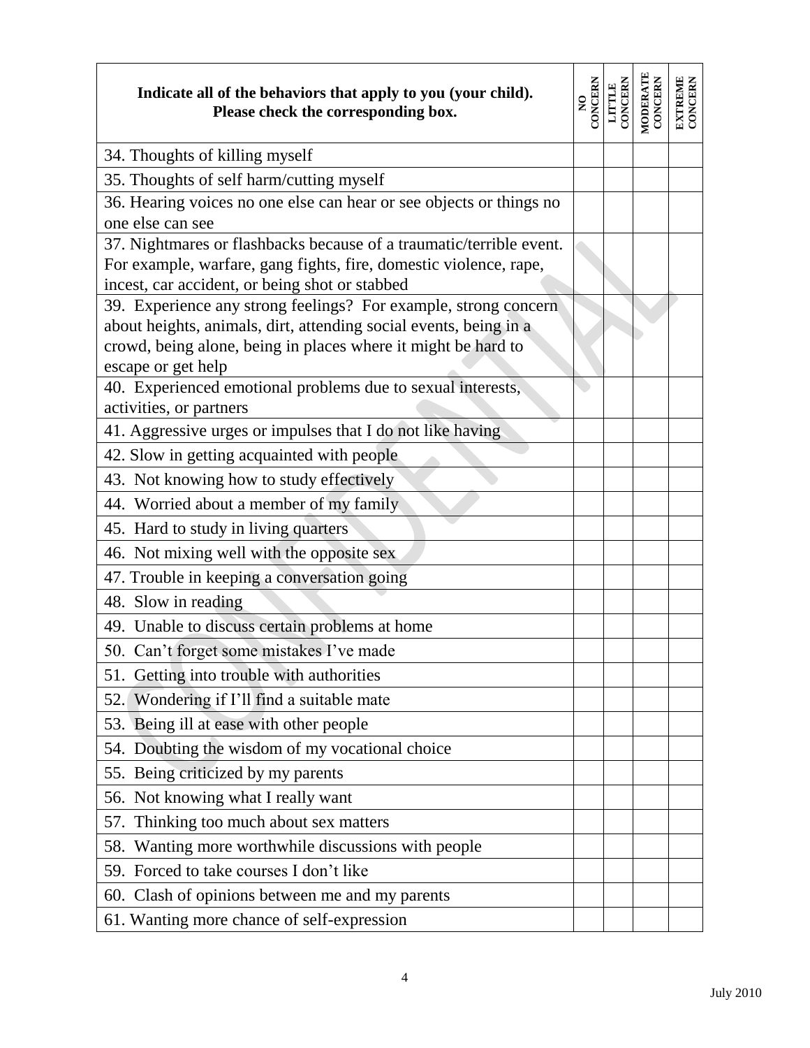| Indicate all of the behaviors that apply to you (your child). Please check the corresponding box. | NO CONCERN | LITTLE CONCERN | MODERATE CONCERN | EXTREME CONCERN |
|---|---|---|---|---|
| 34. Thoughts of killing myself | | | | |
| 35. Thoughts of self harm/cutting myself | | | | |
| 36. Hearing voices no one else can hear or see objects or things no one else can see | | | | |
| 37. Nightmares or flashbacks because of a traumatic/terrible event. For example, warfare, gang fights, fire, domestic violence, rape, incest, car accident, or being shot or stabbed | | | | |
| 39. Experience any strong feelings? For example, strong concern about heights, animals, dirt, attending social events, being in a crowd, being alone, being in places where it might be hard to escape or get help | | | | |
| 40. Experienced emotional problems due to sexual interests, activities, or partners | | | | |
| 41. Aggressive urges or impulses that I do not like having | | | | |
| 42. Slow in getting acquainted with people | | | | |
| 43. Not knowing how to study effectively | | | | |
| 44. Worried about a member of my family | | | | |
| 45. Hard to study in living quarters | | | | |
| 46. Not mixing well with the opposite sex | | | | |
| 47. Trouble in keeping a conversation going | | | | |
| 48. Slow in reading | | | | |
| 49. Unable to discuss certain problems at home | | | | |
| 50. Can't forget some mistakes I've made | | | | |
| 51. Getting into trouble with authorities | | | | |
| 52. Wondering if I'll find a suitable mate | | | | |
| 53. Being ill at ease with other people | | | | |
| 54. Doubting the wisdom of my vocational choice | | | | |
| 55. Being criticized by my parents | | | | |
| 56. Not knowing what I really want | | | | |
| 57. Thinking too much about sex matters | | | | |
| 58. Wanting more worthwhile discussions with people | | | | |
| 59. Forced to take courses I don't like | | | | |
| 60. Clash of opinions between me and my parents | | | | |
| 61. Wanting more chance of self-expression | | | | |

CONFIDENTIAL

July 2010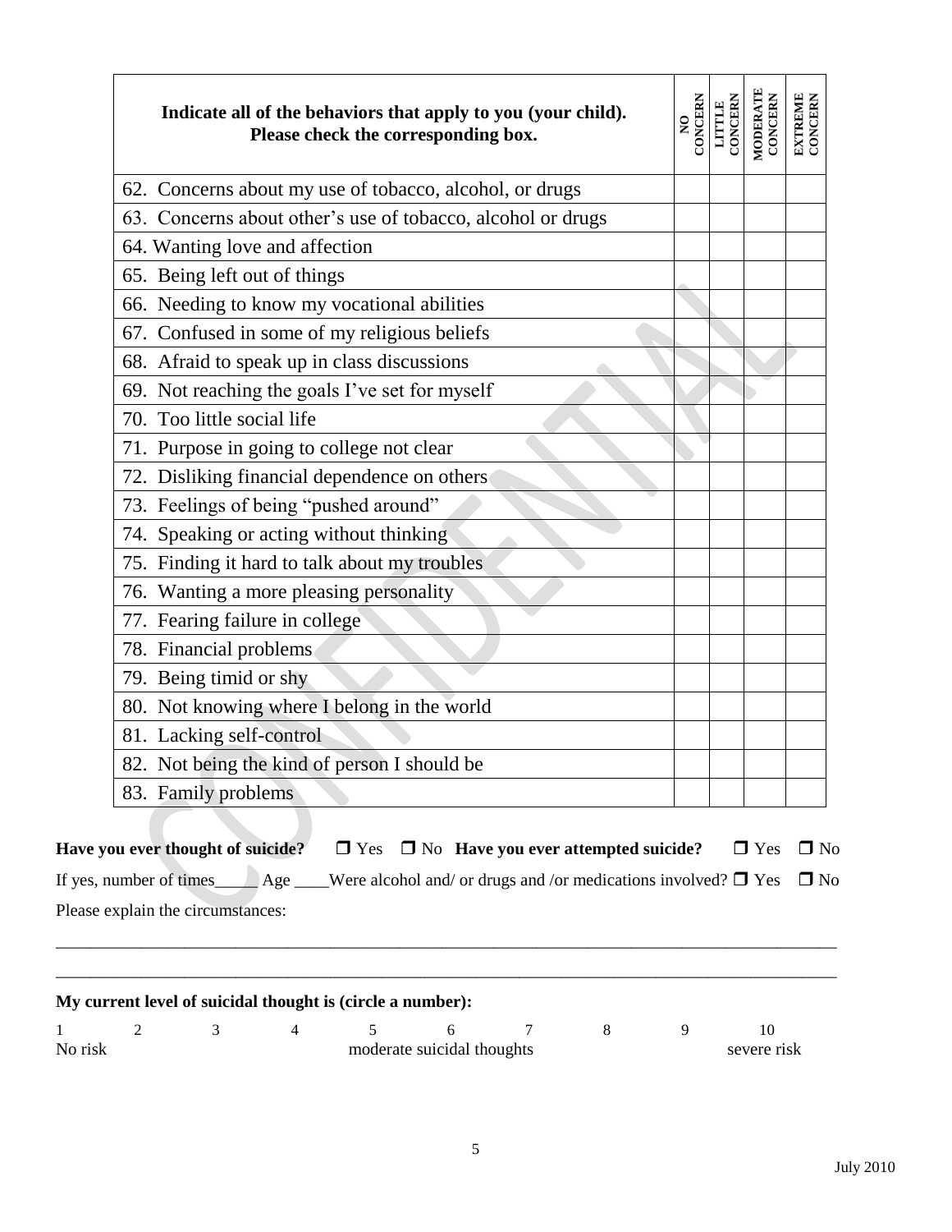| Indicate all of the behaviors that apply to you (your child). Please check the corresponding box. | NO CONCERN | LITTLE CONCERN | MODERATE CONCERN | EXTREME CONCERN |
|---|---|---|---|---|
| 62. Concerns about my use of tobacco, alcohol, or drugs | | | | |
| 63. Concerns about other's use of tobacco, alcohol or drugs | | | | |
| 64. Wanting love and affection | | | | |
| 65. Being left out of things | | | | |
| 66. Needing to know my vocational abilities | | | | |
| 67. Confused in some of my religious beliefs | | | | |
| 68. Afraid to speak up in class discussions | | | | |
| 69. Not reaching the goals I've set for myself | | | | |
| 70. Too little social life | | | | |
| 71. Purpose in going to college not clear | | | | |
| 72. Disliking financial dependence on others | | | | |
| 73. Feelings of being "pushed around" | | | | |
| 74. Speaking or acting without thinking | | | | |
| 75. Finding it hard to talk about my troubles | | | | |
| 76. Wanting a more pleasing personality | | | | |
| 77. Fearing failure in college | | | | |
| 78. Financial problems | | | | |
| 79. Being timid or shy | | | | |
| 80. Not knowing where I belong in the world | | | | |
| 81. Lacking self-control | | | | |
| 82. Not being the kind of person I should be | | | | |
| 83. Family problems | | | | |

**Have you ever thought of suicide?** ❒ Yes ❒ No **Have you ever attempted suicide?** ❒ Yes ❒ No

If yes, number of times_____ Age ____Were alcohol and/ or drugs and /or medications involved? ❒ Yes ❒ No

Please explain the circumstances:

_______________________________________________________________________________________

_______________________________________________________________________________________

**My current level of suicidal thought is (circle a number):**

1 2 3 4 5 6 7 8 9 10

No risk — moderate suicidal thoughts — severe risk

July 2010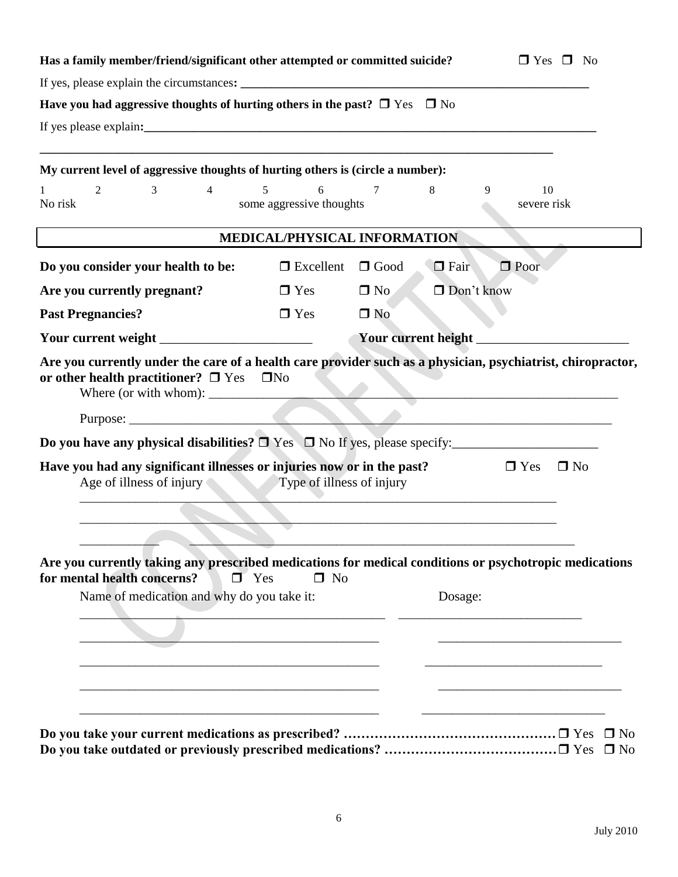**Has a family member/friend/significant other attempted or committed suicide?** ❐ Yes ❐ No

If yes, please explain the circumstances**:** ____________________________________________

**Have you had aggressive thoughts of hurting others in the past?** ❐ Yes ❐ No

If yes please explain**:**______________________________________________________________

________________________________________________________________________________

**My current level of aggressive thoughts of hurting others is (circle a number):**

| 1 | 2 | 3 | 4 | 5 | 6 | 7 | 8 | 9 | 10 |
|---|---|---|---|---|---|---|---|---|---|
| No risk | | | | some aggressive thoughts | | | | | severe risk |

## MEDICAL/PHYSICAL INFORMATION

**Do you consider your health to be:** ❐ Excellent ❐ Good ❐ Fair ❐ Poor

**Are you currently pregnant?** ❐ Yes ❐ No ❐ Don't know

**Past Pregnancies?** ❐ Yes ❐ No

**Your current weight** ______________________ **Your current height** ______________________

**Are you currently under the care of a health care provider such as a physician, psychiatrist, chiropractor, or other health practitioner?** ❐ Yes ❐No

Where (or with whom): ______________________________________________________________

Purpose: __________________________________________________________________________

**Do you have any physical disabilities?** ❐ Yes ❐ No If yes, please specify:______________________

**Have you had any significant illnesses or injuries now or in the past?** ❐ Yes ❐ No

Age of illness of injury Type of illness of injury

________________________________________________________________________

________________________________________________________________________

___________ ______________________________________________________________

**Are you currently taking any prescribed medications for medical conditions or psychotropic medications for mental health concerns?** ❐ Yes ❐ No

Name of medication and why do you take it: Dosage:

____________________________________________ ___________________________

____________________________________________ ___________________________

____________________________________________ ___________________________

____________________________________________ ___________________________

____________________________________________ ___________________________

**Do you take your current medications as prescribed? …………………………………………** ❐ Yes ❐ No

**Do you take outdated or previously prescribed medications? …………………………………** ❐ Yes ❐ No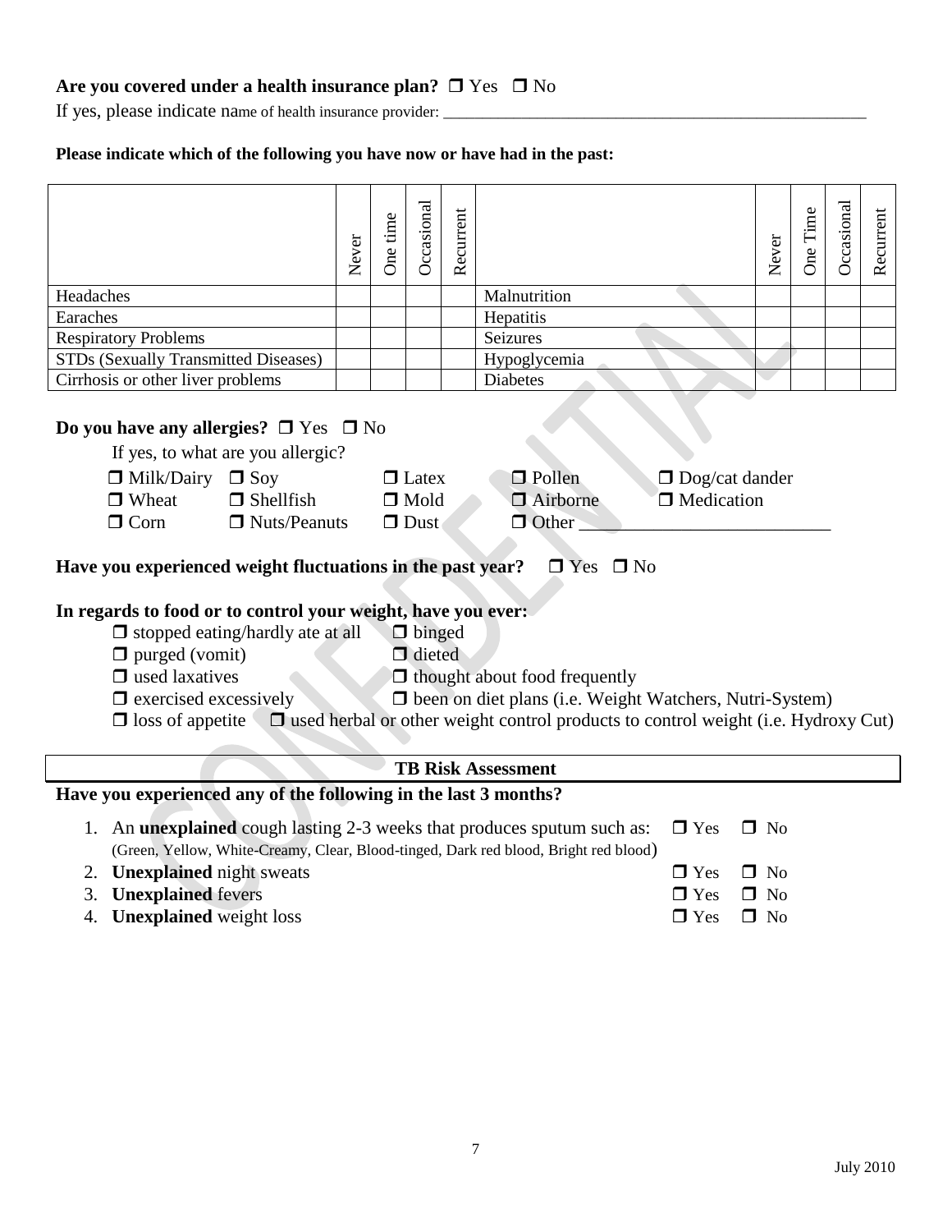**Are you covered under a health insurance plan?** ❒ Yes ❒ No

If yes, please indicate name of health insurance provider: ____________________________________________________

**Please indicate which of the following you have now or have had in the past:**

| | Never | One time | Occasional | Recurrent | | Never | One Time | Occasional | Recurrent |
|---|---|---|---|---|---|---|---|---|---|
| Headaches | | | | | Malnutrition | | | | |
| Earaches | | | | | Hepatitis | | | | |
| Respiratory Problems | | | | | Seizures | | | | |
| STDs (Sexually Transmitted Diseases) | | | | | Hypoglycemia | | | | |
| Cirrhosis or other liver problems | | | | | Diabetes | | | | |

**Do you have any allergies?** ❒ Yes ❒ No

If yes, to what are you allergic?

❒ Milk/Dairy ❒ Soy ❒ Latex ❒ Pollen ❒ Dog/cat dander
❒ Wheat ❒ Shellfish ❒ Mold ❒ Airborne ❒ Medication
❒ Corn ❒ Nuts/Peanuts ❒ Dust ❒ Other ___________________________

**Have you experienced weight fluctuations in the past year?** ❒ Yes ❒ No

**In regards to food or to control your weight, have you ever:**

❒ stopped eating/hardly ate at all ❒ binged
❒ purged (vomit) ❒ dieted
❒ used laxatives ❒ thought about food frequently
❒ exercised excessively ❒ been on diet plans (i.e. Weight Watchers, Nutri-System)
❒ loss of appetite ❒ used herbal or other weight control products to control weight (i.e. Hydroxy Cut)

**TB Risk Assessment**

**Have you experienced any of the following in the last 3 months?**

1. An **unexplained** cough lasting 2-3 weeks that produces sputum such as: ❒ Yes ❒ No
   (Green, Yellow, White-Creamy, Clear, Blood-tinged, Dark red blood, Bright red blood)
2. **Unexplained** night sweats ❒ Yes ❒ No
3. **Unexplained** fevers ❒ Yes ❒ No
4. **Unexplained** weight loss ❒ Yes ❒ No

July 2010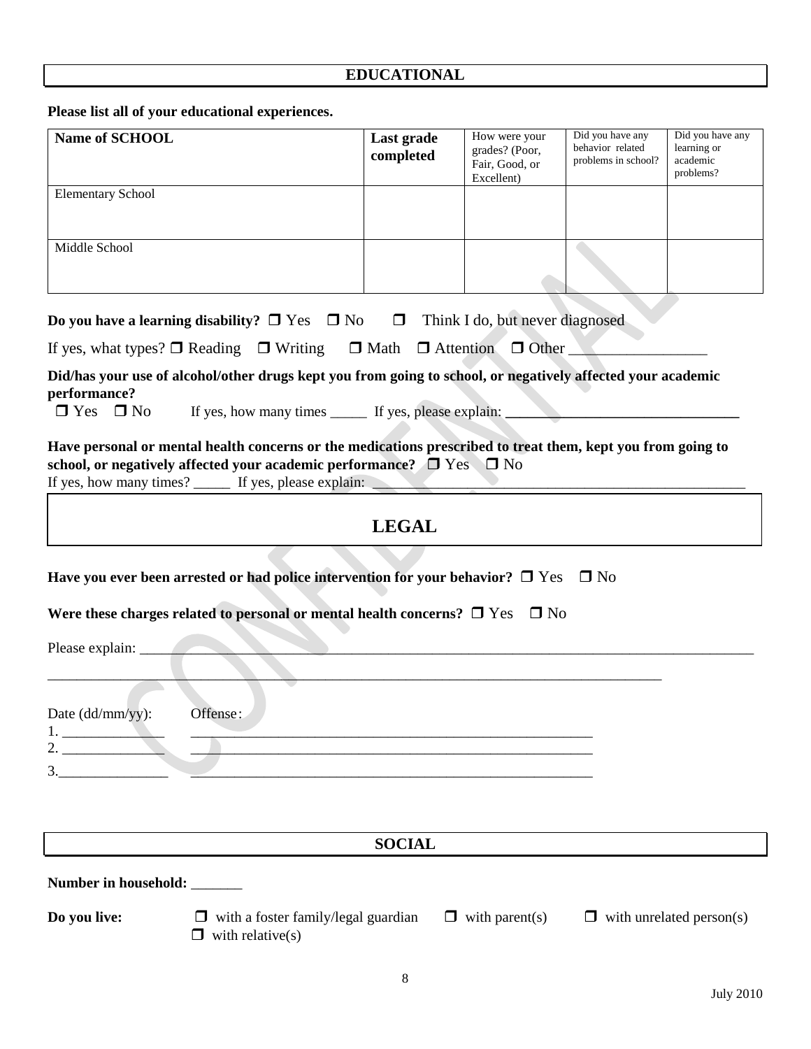## EDUCATIONAL

**Please list all of your educational experiences.**

| Name of SCHOOL | Last grade completed | How were your grades? (Poor, Fair, Good, or Excellent) | Did you have any behavior related problems in school? | Did you have any learning or academic problems? |
|---|---|---|---|---|
| Elementary School | | | | |
| Middle School | | | | |

**Do you have a learning disability?** ❐ Yes ❐ No ❐ Think I do, but never diagnosed

If yes, what types? ❐ Reading ❐ Writing ❐ Math ❐ Attention ❐ Other ___________________

**Did/has your use of alcohol/other drugs kept you from going to school, or negatively affected your academic performance?**
❐ Yes ❐ No If yes, how many times _____ If yes, please explain: ________________________________

**Have personal or mental health concerns or the medications prescribed to treat them, kept you from going to school, or negatively affected your academic performance?** ❐ Yes ❐ No
If yes, how many times? _____ If yes, please explain: ____________________________________________________

## LEGAL

**Have you ever been arrested or had police intervention for your behavior?** ❐ Yes ❐ No

**Were these charges related to personal or mental health concerns?** ❐ Yes ❐ No

Please explain: ___________________________________________________________________________________

_______________________________________________________________________________________

Date (dd/mm/yy): Offense:
1. ______________ __________________________________________________________
2. ______________ __________________________________________________________
3. ______________ __________________________________________________________

## SOCIAL

**Number in household:** _______

**Do you live:** ❐ with a foster family/legal guardian ❐ with parent(s) ❐ with unrelated person(s) ❐ with relative(s)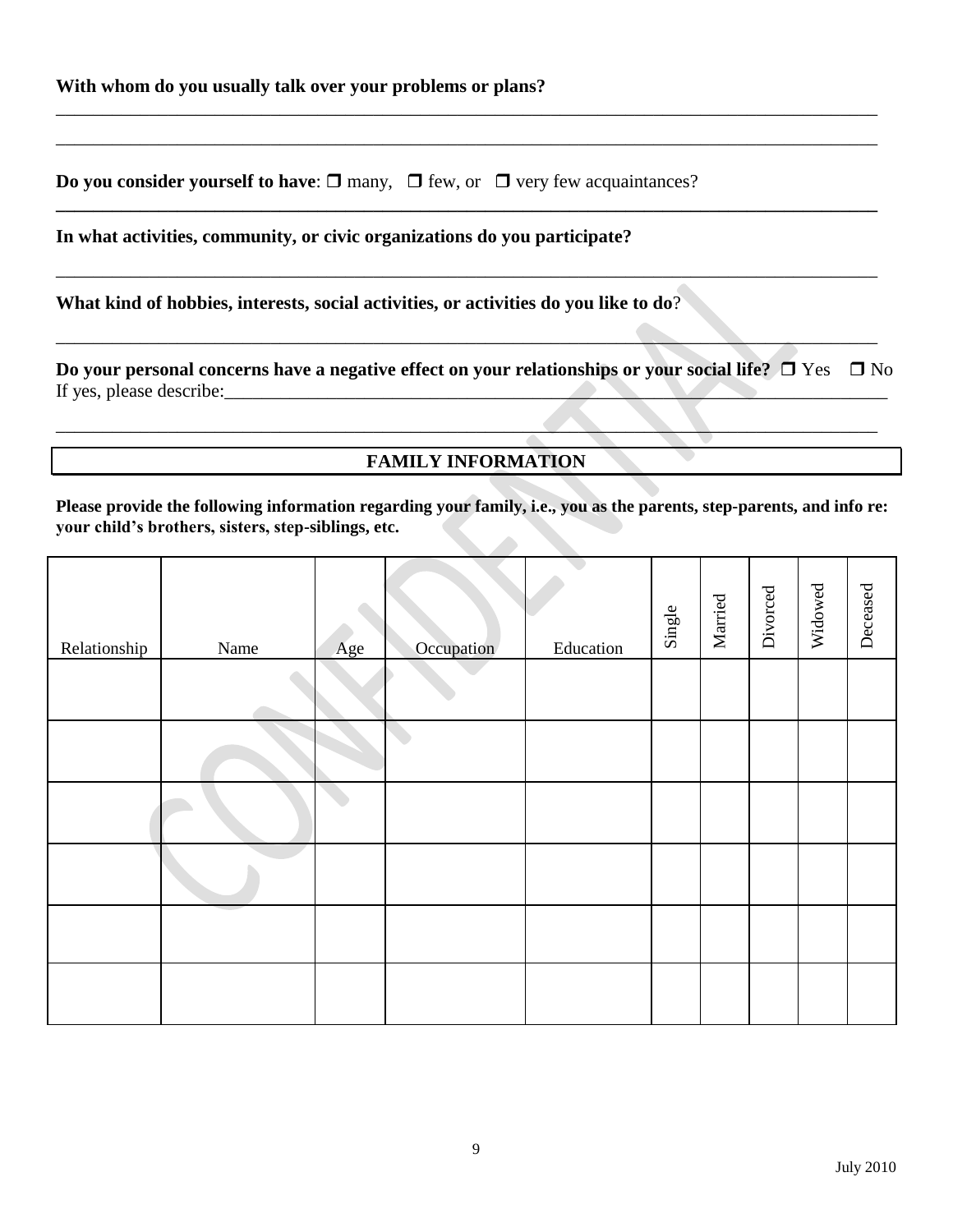**With whom do you usually talk over your problems or plans?**

\_\_\_\_\_\_\_\_\_\_\_\_\_\_\_\_\_\_\_\_\_\_\_\_\_\_\_\_\_\_\_\_\_\_\_\_\_\_\_\_\_\_\_\_\_\_\_\_\_\_\_\_\_\_\_\_\_\_\_\_\_\_\_\_\_\_\_\_\_\_\_\_\_\_\_\_\_\_\_\_\_\_\_\_

\_\_\_\_\_\_\_\_\_\_\_\_\_\_\_\_\_\_\_\_\_\_\_\_\_\_\_\_\_\_\_\_\_\_\_\_\_\_\_\_\_\_\_\_\_\_\_\_\_\_\_\_\_\_\_\_\_\_\_\_\_\_\_\_\_\_\_\_\_\_\_\_\_\_\_\_\_\_\_\_\_\_\_\_

**Do you consider yourself to have**: ❒ many, ❒ few, or ❒ very few acquaintances?

**In what activities, community, or civic organizations do you participate?**

\_\_\_\_\_\_\_\_\_\_\_\_\_\_\_\_\_\_\_\_\_\_\_\_\_\_\_\_\_\_\_\_\_\_\_\_\_\_\_\_\_\_\_\_\_\_\_\_\_\_\_\_\_\_\_\_\_\_\_\_\_\_\_\_\_\_\_\_\_\_\_\_\_\_\_\_\_\_\_\_\_\_\_\_

**What kind of hobbies, interests, social activities, or activities do you like to do**?

\_\_\_\_\_\_\_\_\_\_\_\_\_\_\_\_\_\_\_\_\_\_\_\_\_\_\_\_\_\_\_\_\_\_\_\_\_\_\_\_\_\_\_\_\_\_\_\_\_\_\_\_\_\_\_\_\_\_\_\_\_\_\_\_\_\_\_\_\_\_\_\_\_\_\_\_\_\_\_\_\_\_\_\_

**Do your personal concerns have a negative effect on your relationships or your social life?** ❒ Yes ❒ No
If yes, please describe:\_\_\_\_\_\_\_\_\_\_\_\_\_\_\_\_\_\_\_\_\_\_\_\_\_\_\_\_\_\_\_\_\_\_\_\_\_\_\_\_\_\_\_\_\_\_\_\_\_\_\_\_\_\_\_\_\_\_\_\_\_\_\_\_\_\_\_\_\_\_\_\_

\_\_\_\_\_\_\_\_\_\_\_\_\_\_\_\_\_\_\_\_\_\_\_\_\_\_\_\_\_\_\_\_\_\_\_\_\_\_\_\_\_\_\_\_\_\_\_\_\_\_\_\_\_\_\_\_\_\_\_\_\_\_\_\_\_\_\_\_\_\_\_\_\_\_\_\_\_\_\_\_\_\_\_\_

## FAMILY INFORMATION

**Please provide the following information regarding your family, i.e., you as the parents, step-parents, and info re: your child's brothers, sisters, step-siblings, etc.**

| Relationship | Name | Age | Occupation | Education | Single | Married | Divorced | Widowed | Deceased |
|---|---|---|---|---|---|---|---|---|---|
| | | | | | | | | | |
| | | | | | | | | | |
| | | | | | | | | | |
| | | | | | | | | | |
| | | | | | | | | | |
| | | | | | | | | | |

July 2010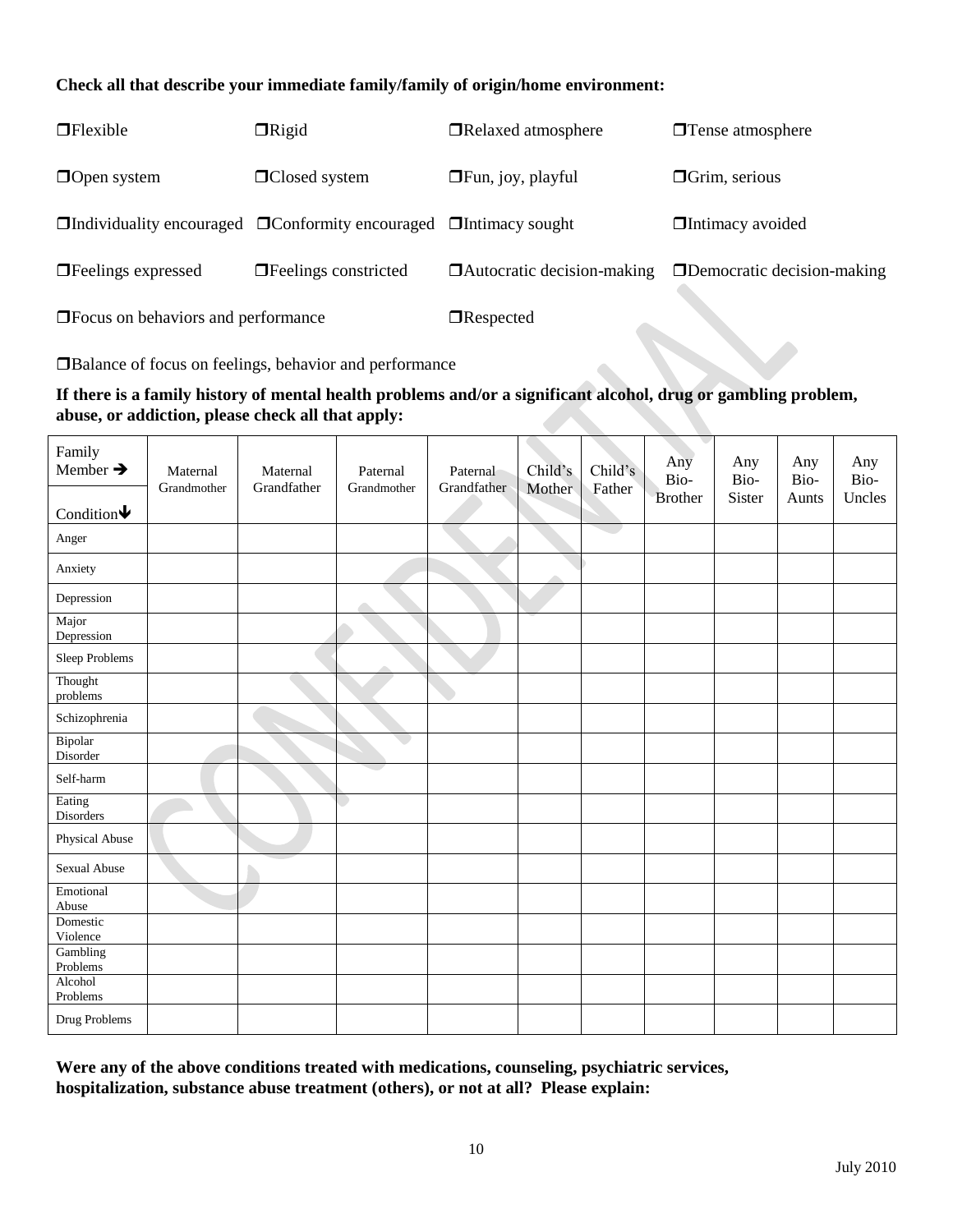**Check all that describe your immediate family/family of origin/home environment:**

❒Flexible ❒Rigid ❒Relaxed atmosphere ❒Tense atmosphere

❒Open system ❒Closed system ❒Fun, joy, playful ❒Grim, serious

❒Individuality encouraged ❒Conformity encouraged ❒Intimacy sought ❒Intimacy avoided

❒Feelings expressed ❒Feelings constricted ❒Autocratic decision-making ❒Democratic decision-making

❒Focus on behaviors and performance ❒Respected

❒Balance of focus on feelings, behavior and performance

**If there is a family history of mental health problems and/or a significant alcohol, drug or gambling problem, abuse, or addiction, please check all that apply:**

| Family Member ➔ / Condition🡻 | Maternal Grandmother | Maternal Grandfather | Paternal Grandmother | Paternal Grandfather | Child's Mother | Child's Father | Any Bio-Brother | Any Bio-Sister | Any Bio-Aunts | Any Bio-Uncles |
|---|---|---|---|---|---|---|---|---|---|---|
| Anger | | | | | | | | | | |
| Anxiety | | | | | | | | | | |
| Depression | | | | | | | | | | |
| Major Depression | | | | | | | | | | |
| Sleep Problems | | | | | | | | | | |
| Thought problems | | | | | | | | | | |
| Schizophrenia | | | | | | | | | | |
| Bipolar Disorder | | | | | | | | | | |
| Self-harm | | | | | | | | | | |
| Eating Disorders | | | | | | | | | | |
| Physical Abuse | | | | | | | | | | |
| Sexual Abuse | | | | | | | | | | |
| Emotional Abuse | | | | | | | | | | |
| Domestic Violence | | | | | | | | | | |
| Gambling Problems | | | | | | | | | | |
| Alcohol Problems | | | | | | | | | | |
| Drug Problems | | | | | | | | | | |

**Were any of the above conditions treated with medications, counseling, psychiatric services, hospitalization, substance abuse treatment (others), or not at all? Please explain:**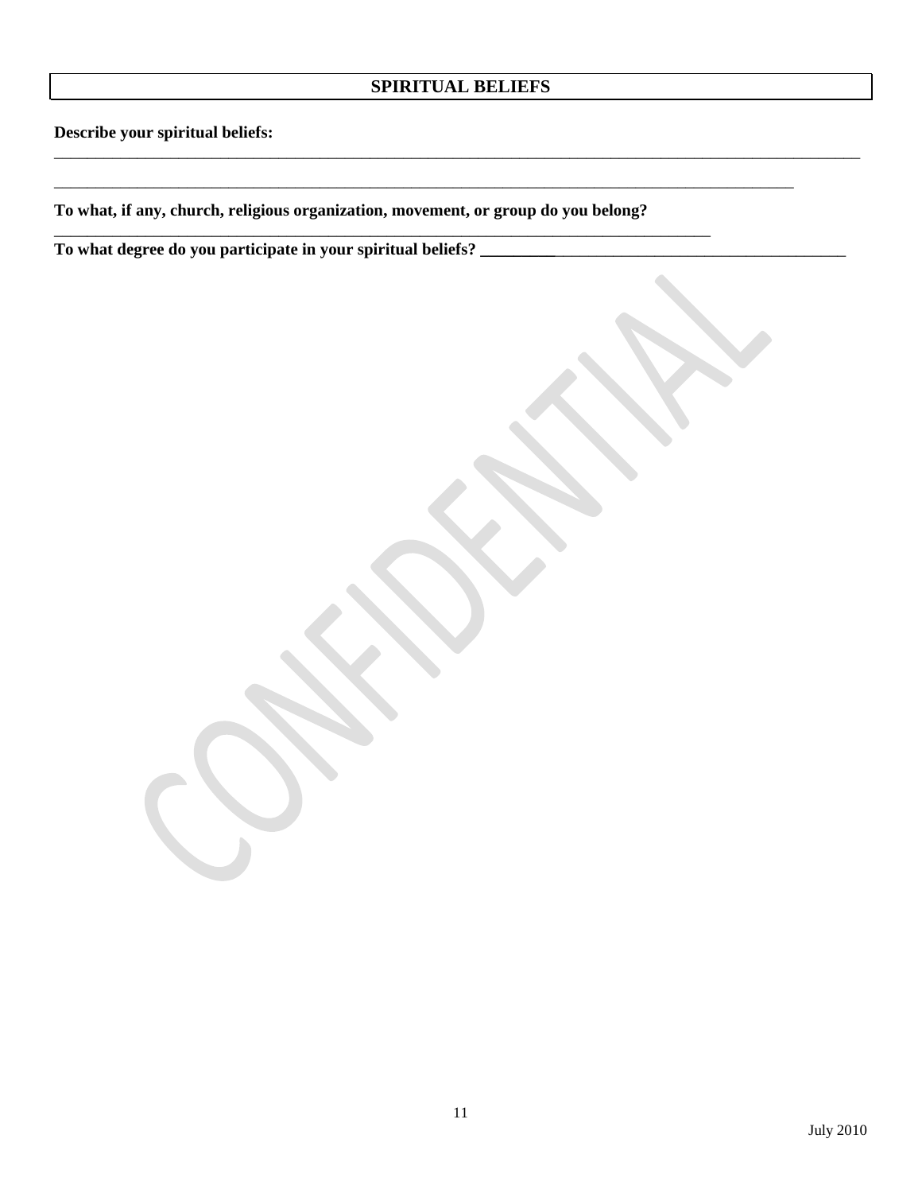## SPIRITUAL BELIEFS

**Describe your spiritual beliefs:**

_____________________________________________________________________________________________

_____________________________________________________________________________________

**To what, if any, church, religious organization, movement, or group do you belong?**

___________________________________________________________________________

**To what degree do you participate in your spiritual beliefs?** ______________________________________________

July 2010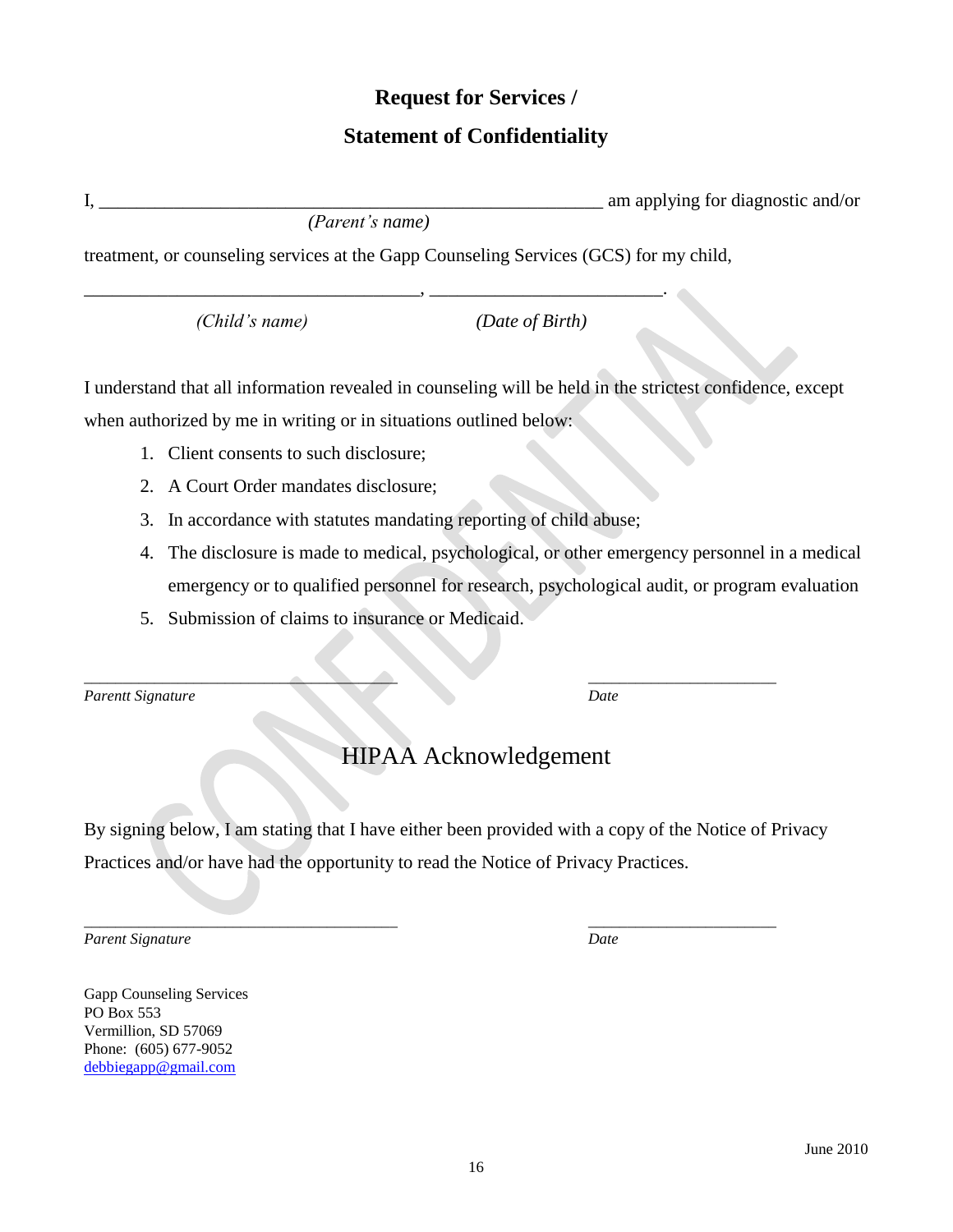# Request for Services /

# Statement of Confidentiality

I, ________________________________________________________ am applying for diagnostic and/or
*(Parent's name)*

treatment, or counseling services at the Gapp Counseling Services (GCS) for my child,

_____________________________________, _________________________.
*(Child's name)* *(Date of Birth)*

I understand that all information revealed in counseling will be held in the strictest confidence, except when authorized by me in writing or in situations outlined below:

1. Client consents to such disclosure;
2. A Court Order mandates disclosure;
3. In accordance with statutes mandating reporting of child abuse;
4. The disclosure is made to medical, psychological, or other emergency personnel in a medical emergency or to qualified personnel for research, psychological audit, or program evaluation
5. Submission of claims to insurance or Medicaid.

___________________________________ ______________________
*Parentt Signature* *Date*

## HIPAA Acknowledgement

By signing below, I am stating that I have either been provided with a copy of the Notice of Privacy Practices and/or have had the opportunity to read the Notice of Privacy Practices.

___________________________________ ______________________
*Parent Signature* *Date*

Gapp Counseling Services
PO Box 553
Vermillion, SD 57069
Phone: (605) 677-9052
debbiegapp@gmail.com

June 2010